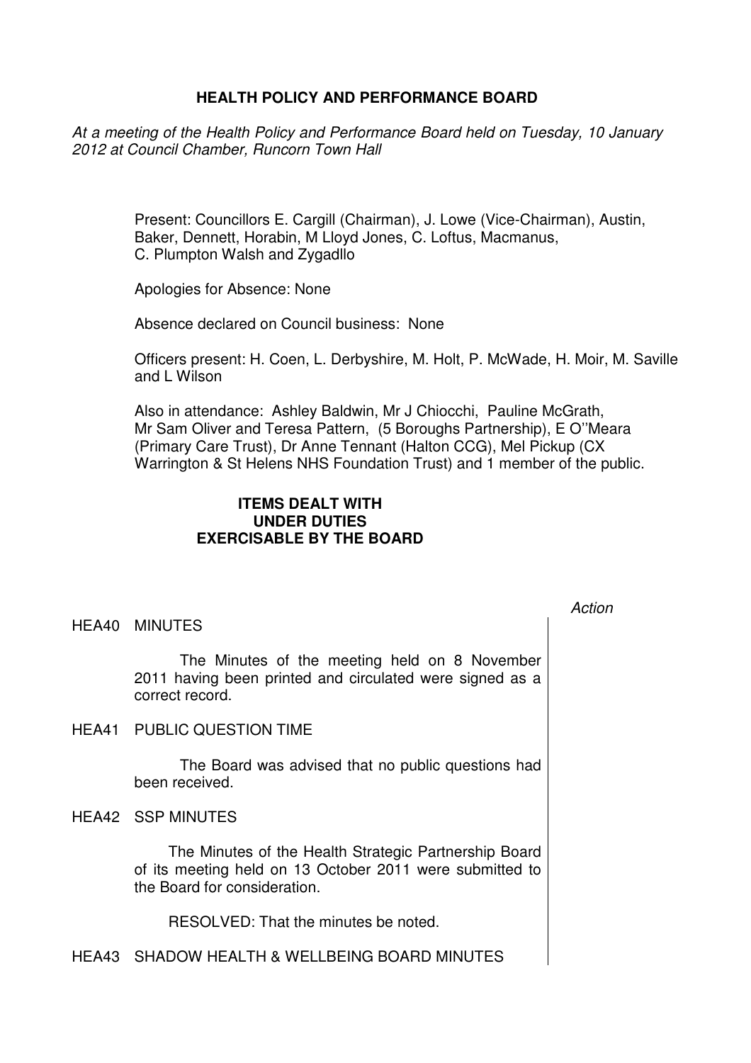# HEALTH POLICY AND PERFORMANCE BOARD

*At a meeting of the Health Policy and Performance Board held on Tuesday, 10 January 2012 at Council Chamber, Runcorn Town Hall*

Present: Councillors E. Cargill (Chairman), J. Lowe (Vice-Chairman), Austin, Baker, Dennett, Horabin, M Lloyd Jones, C. Loftus, Macmanus, C. Plumpton Walsh and Zygadllo

Apologies for Absence: None

Absence declared on Council business: None

Officers present: H. Coen, L. Derbyshire, M. Holt, P. McWade, H. Moir, M. Saville and L Wilson

Also in attendance: Ashley Baldwin, Mr J Chiocchi, Pauline McGrath, Mr Sam Oliver and Teresa Pattern, (5 Boroughs Partnership), E O''Meara (Primary Care Trust), Dr Anne Tennant (Halton CCG), Mel Pickup (CX Warrington & St Helens NHS Foundation Trust) and 1 member of the public.

**ITEMS DEALT WITH UNDER DUTIES EXERCISABLE BY THE BOARD**

*Action*

HEA40 MINUTES

The Minutes of the meeting held on 8 November 2011 having been printed and circulated were signed as a correct record.

HEA41 PUBLIC QUESTION TIME

The Board was advised that no public questions had been received.

HEA42 SSP MINUTES

The Minutes of the Health Strategic Partnership Board of its meeting held on 13 October 2011 were submitted to the Board for consideration.

RESOLVED: That the minutes be noted.

HEA43 SHADOW HEALTH & WELLBEING BOARD MINUTES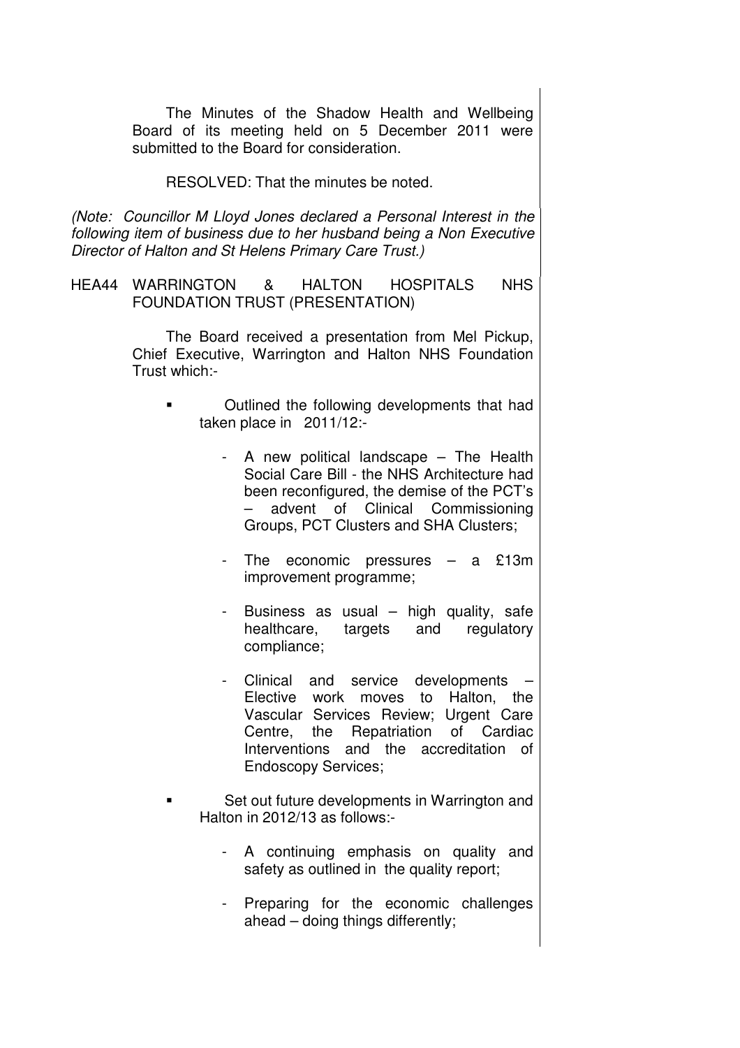The Minutes of the Shadow Health and Wellbeing Board of its meeting held on 5 December 2011 were submitted to the Board for consideration.

RESOLVED: That the minutes be noted.

*(Note: Councillor M Lloyd Jones declared a Personal Interest in the following item of business due to her husband being a Non Executive Director of Halton and St Helens Primary Care Trust.)*

HEA44 WARRINGTON & HALTON HOSPITALS NHS FOUNDATION TRUST (PRESENTATION)

The Board received a presentation from Mel Pickup, Chief Executive, Warrington and Halton NHS Foundation Trust which:-

- Outlined the following developments that had taken place in 2011/12:-
  - A new political landscape – The Health Social Care Bill - the NHS Architecture had been reconfigured, the demise of the PCT's – advent of Clinical Commissioning Groups, PCT Clusters and SHA Clusters;
  - The economic pressures – a £13m improvement programme;
  - Business as usual – high quality, safe healthcare, targets and regulatory compliance;
  - Clinical and service developments – Elective work moves to Halton, the Vascular Services Review; Urgent Care Centre, the Repatriation of Cardiac Interventions and the accreditation of Endoscopy Services;
- Set out future developments in Warrington and Halton in 2012/13 as follows:-
  - A continuing emphasis on quality and safety as outlined in the quality report;
  - Preparing for the economic challenges ahead – doing things differently;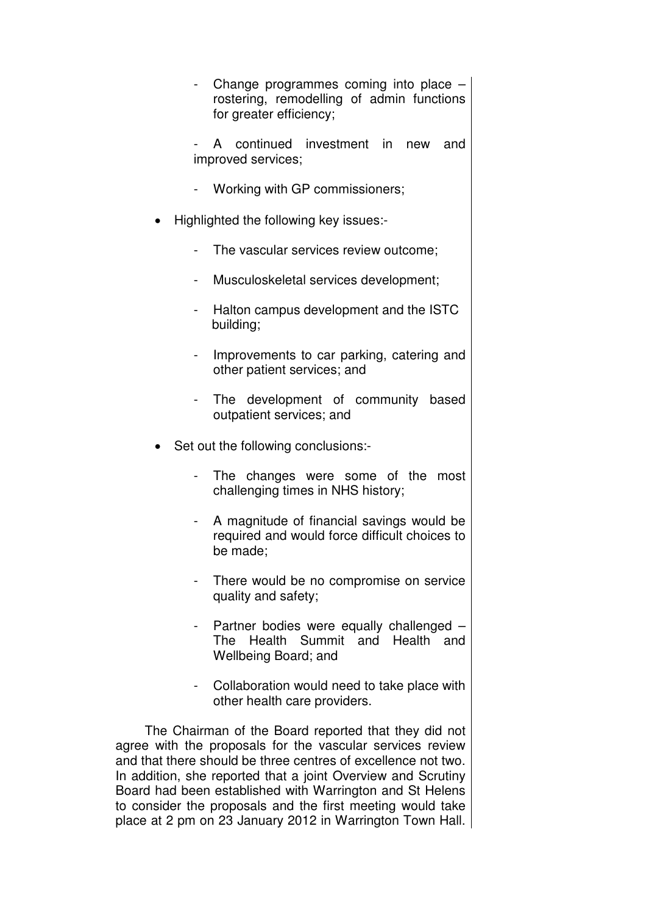- Change programmes coming into place – rostering, remodelling of admin functions for greater efficiency;
- A continued investment in new and improved services;
- Working with GP commissioners;

- Highlighted the following key issues:-
  - The vascular services review outcome;
  - Musculoskeletal services development;
  - Halton campus development and the ISTC building;
  - Improvements to car parking, catering and other patient services; and
  - The development of community based outpatient services; and

- Set out the following conclusions:-
  - The changes were some of the most challenging times in NHS history;
  - A magnitude of financial savings would be required and would force difficult choices to be made;
  - There would be no compromise on service quality and safety;
  - Partner bodies were equally challenged – The Health Summit and Health and Wellbeing Board; and
  - Collaboration would need to take place with other health care providers.

The Chairman of the Board reported that they did not agree with the proposals for the vascular services review and that there should be three centres of excellence not two. In addition, she reported that a joint Overview and Scrutiny Board had been established with Warrington and St Helens to consider the proposals and the first meeting would take place at 2 pm on 23 January 2012 in Warrington Town Hall.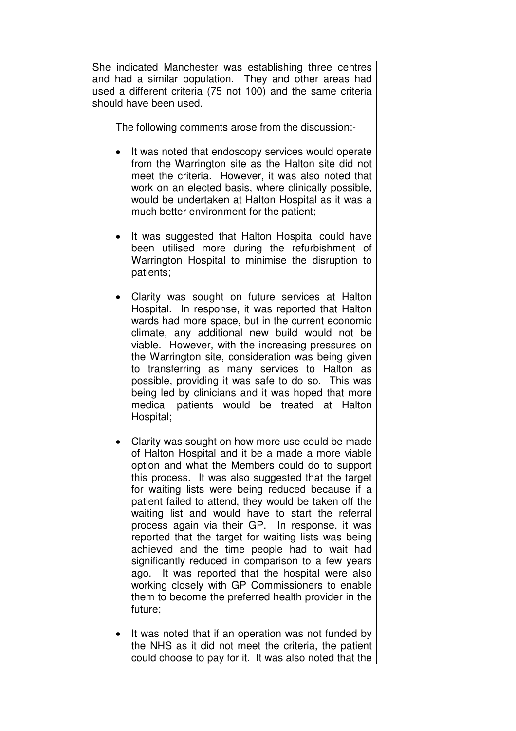She indicated Manchester was establishing three centres and had a similar population. They and other areas had used a different criteria (75 not 100) and the same criteria should have been used.

The following comments arose from the discussion:-

- It was noted that endoscopy services would operate from the Warrington site as the Halton site did not meet the criteria. However, it was also noted that work on an elected basis, where clinically possible, would be undertaken at Halton Hospital as it was a much better environment for the patient;

- It was suggested that Halton Hospital could have been utilised more during the refurbishment of Warrington Hospital to minimise the disruption to patients;

- Clarity was sought on future services at Halton Hospital. In response, it was reported that Halton wards had more space, but in the current economic climate, any additional new build would not be viable. However, with the increasing pressures on the Warrington site, consideration was being given to transferring as many services to Halton as possible, providing it was safe to do so. This was being led by clinicians and it was hoped that more medical patients would be treated at Halton Hospital;

- Clarity was sought on how more use could be made of Halton Hospital and it be a made a more viable option and what the Members could do to support this process. It was also suggested that the target for waiting lists were being reduced because if a patient failed to attend, they would be taken off the waiting list and would have to start the referral process again via their GP. In response, it was reported that the target for waiting lists was being achieved and the time people had to wait had significantly reduced in comparison to a few years ago. It was reported that the hospital were also working closely with GP Commissioners to enable them to become the preferred health provider in the future;

- It was noted that if an operation was not funded by the NHS as it did not meet the criteria, the patient could choose to pay for it. It was also noted that the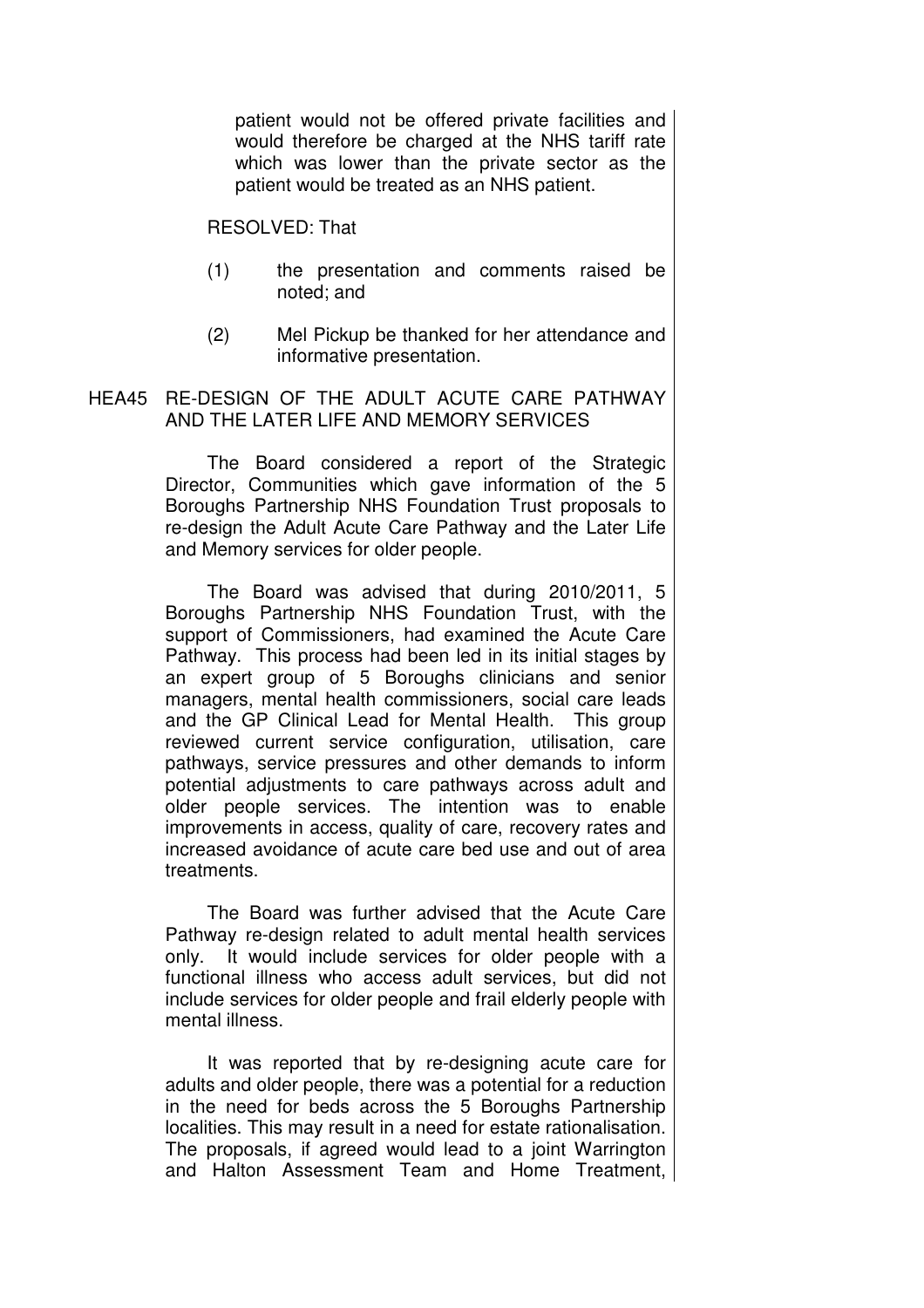patient would not be offered private facilities and would therefore be charged at the NHS tariff rate which was lower than the private sector as the patient would be treated as an NHS patient.

RESOLVED: That

(1) the presentation and comments raised be noted; and

(2) Mel Pickup be thanked for her attendance and informative presentation.

## HEA45 RE-DESIGN OF THE ADULT ACUTE CARE PATHWAY AND THE LATER LIFE AND MEMORY SERVICES

The Board considered a report of the Strategic Director, Communities which gave information of the 5 Boroughs Partnership NHS Foundation Trust proposals to re-design the Adult Acute Care Pathway and the Later Life and Memory services for older people.

The Board was advised that during 2010/2011, 5 Boroughs Partnership NHS Foundation Trust, with the support of Commissioners, had examined the Acute Care Pathway. This process had been led in its initial stages by an expert group of 5 Boroughs clinicians and senior managers, mental health commissioners, social care leads and the GP Clinical Lead for Mental Health. This group reviewed current service configuration, utilisation, care pathways, service pressures and other demands to inform potential adjustments to care pathways across adult and older people services. The intention was to enable improvements in access, quality of care, recovery rates and increased avoidance of acute care bed use and out of area treatments.

The Board was further advised that the Acute Care Pathway re-design related to adult mental health services only. It would include services for older people with a functional illness who access adult services, but did not include services for older people and frail elderly people with mental illness.

It was reported that by re-designing acute care for adults and older people, there was a potential for a reduction in the need for beds across the 5 Boroughs Partnership localities. This may result in a need for estate rationalisation. The proposals, if agreed would lead to a joint Warrington and Halton Assessment Team and Home Treatment,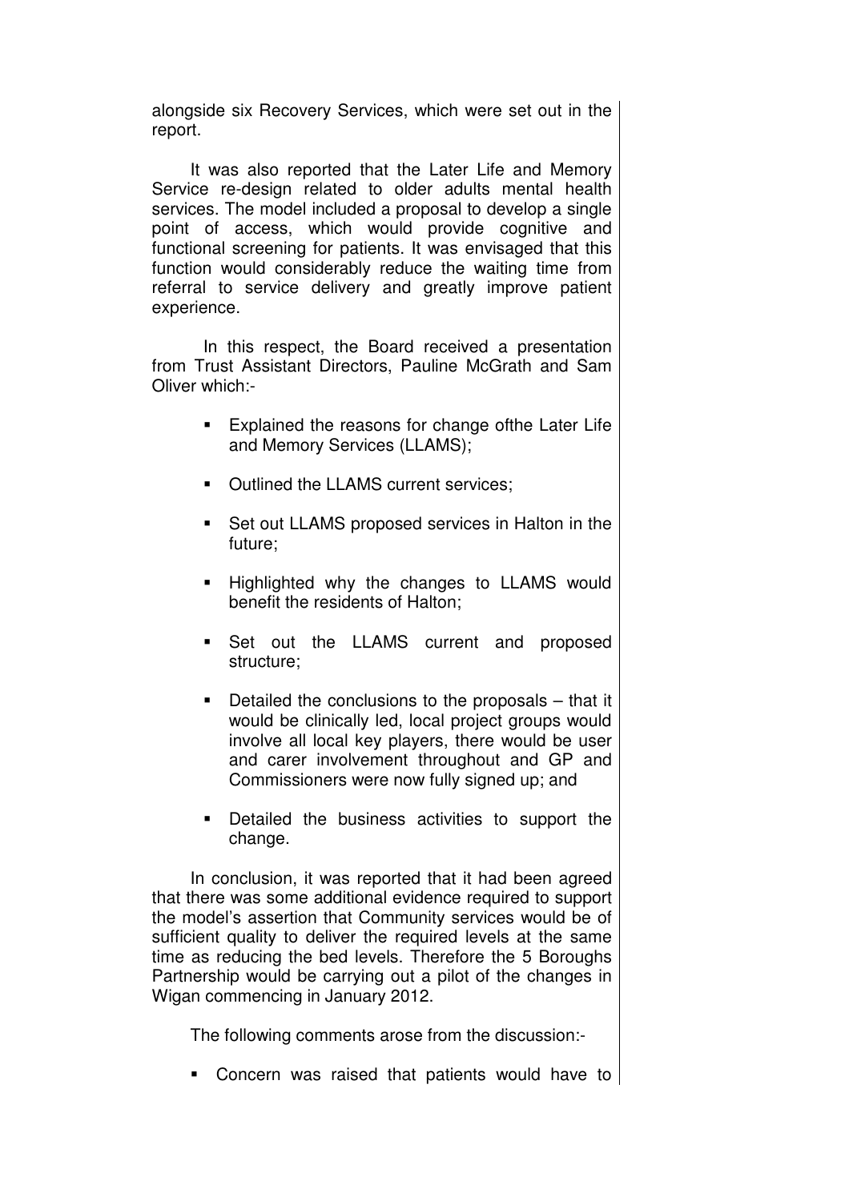alongside six Recovery Services, which were set out in the report.

It was also reported that the Later Life and Memory Service re-design related to older adults mental health services. The model included a proposal to develop a single point of access, which would provide cognitive and functional screening for patients. It was envisaged that this function would considerably reduce the waiting time from referral to service delivery and greatly improve patient experience.

In this respect, the Board received a presentation from Trust Assistant Directors, Pauline McGrath and Sam Oliver which:-

- Explained the reasons for change ofthe Later Life and Memory Services (LLAMS);
- Outlined the LLAMS current services;
- Set out LLAMS proposed services in Halton in the future;
- Highlighted why the changes to LLAMS would benefit the residents of Halton;
- Set out the LLAMS current and proposed structure;
- Detailed the conclusions to the proposals – that it would be clinically led, local project groups would involve all local key players, there would be user and carer involvement throughout and GP and Commissioners were now fully signed up; and
- Detailed the business activities to support the change.

In conclusion, it was reported that it had been agreed that there was some additional evidence required to support the model's assertion that Community services would be of sufficient quality to deliver the required levels at the same time as reducing the bed levels. Therefore the 5 Boroughs Partnership would be carrying out a pilot of the changes in Wigan commencing in January 2012.

The following comments arose from the discussion:-

- Concern was raised that patients would have to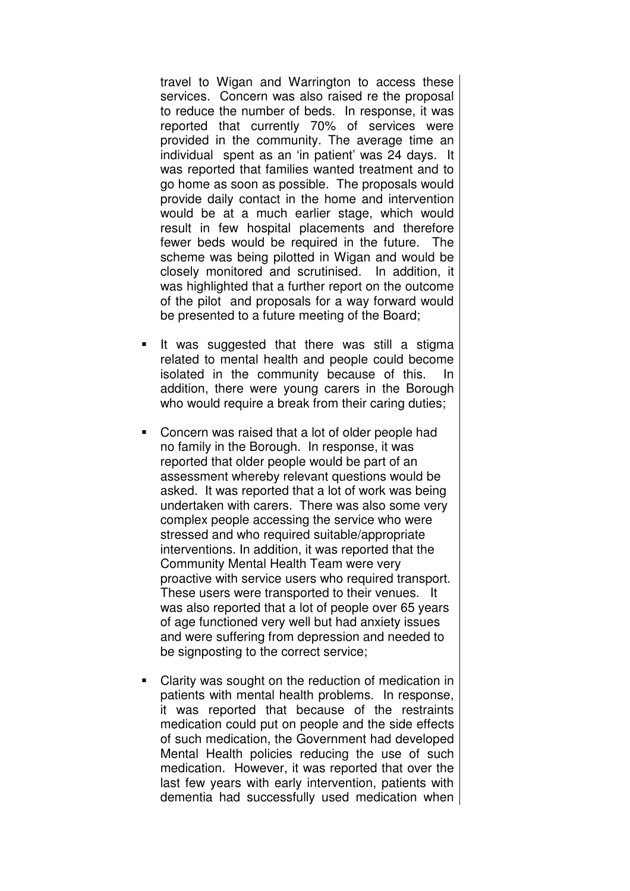travel to Wigan and Warrington to access these services. Concern was also raised re the proposal to reduce the number of beds. In response, it was reported that currently 70% of services were provided in the community. The average time an individual spent as an 'in patient' was 24 days. It was reported that families wanted treatment and to go home as soon as possible. The proposals would provide daily contact in the home and intervention would be at a much earlier stage, which would result in few hospital placements and therefore fewer beds would be required in the future. The scheme was being pilotted in Wigan and would be closely monitored and scrutinised. In addition, it was highlighted that a further report on the outcome of the pilot and proposals for a way forward would be presented to a future meeting of the Board;

- It was suggested that there was still a stigma related to mental health and people could become isolated in the community because of this. In addition, there were young carers in the Borough who would require a break from their caring duties;

- Concern was raised that a lot of older people had no family in the Borough. In response, it was reported that older people would be part of an assessment whereby relevant questions would be asked. It was reported that a lot of work was being undertaken with carers. There was also some very complex people accessing the service who were stressed and who required suitable/appropriate interventions. In addition, it was reported that the Community Mental Health Team were very proactive with service users who required transport. These users were transported to their venues. It was also reported that a lot of people over 65 years of age functioned very well but had anxiety issues and were suffering from depression and needed to be signposting to the correct service;

- Clarity was sought on the reduction of medication in patients with mental health problems. In response, it was reported that because of the restraints medication could put on people and the side effects of such medication, the Government had developed Mental Health policies reducing the use of such medication. However, it was reported that over the last few years with early intervention, patients with dementia had successfully used medication when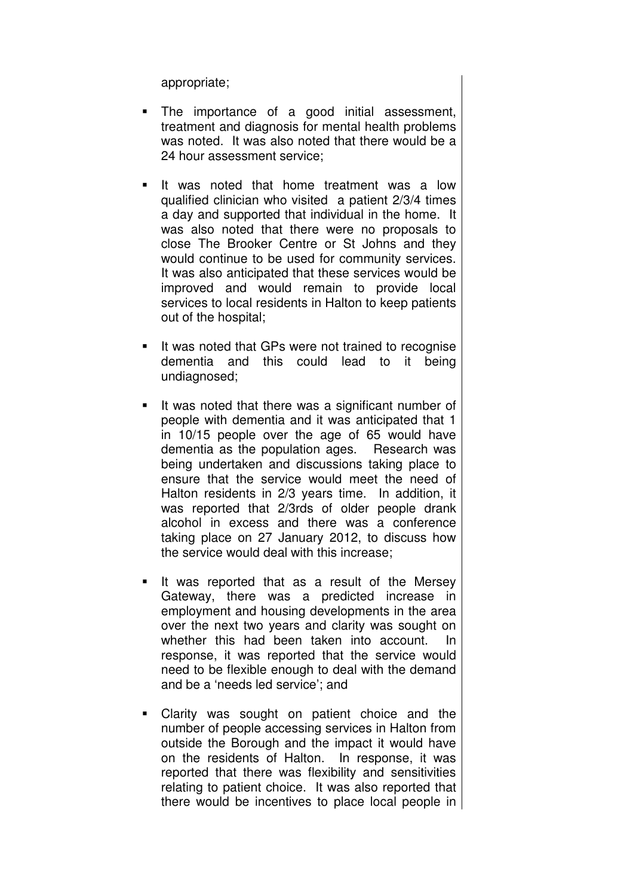appropriate;

- The importance of a good initial assessment, treatment and diagnosis for mental health problems was noted. It was also noted that there would be a 24 hour assessment service;

- It was noted that home treatment was a low qualified clinician who visited a patient 2/3/4 times a day and supported that individual in the home. It was also noted that there were no proposals to close The Brooker Centre or St Johns and they would continue to be used for community services. It was also anticipated that these services would be improved and would remain to provide local services to local residents in Halton to keep patients out of the hospital;

- It was noted that GPs were not trained to recognise dementia and this could lead to it being undiagnosed;

- It was noted that there was a significant number of people with dementia and it was anticipated that 1 in 10/15 people over the age of 65 would have dementia as the population ages. Research was being undertaken and discussions taking place to ensure that the service would meet the need of Halton residents in 2/3 years time. In addition, it was reported that 2/3rds of older people drank alcohol in excess and there was a conference taking place on 27 January 2012, to discuss how the service would deal with this increase;

- It was reported that as a result of the Mersey Gateway, there was a predicted increase in employment and housing developments in the area over the next two years and clarity was sought on whether this had been taken into account. In response, it was reported that the service would need to be flexible enough to deal with the demand and be a 'needs led service'; and

- Clarity was sought on patient choice and the number of people accessing services in Halton from outside the Borough and the impact it would have on the residents of Halton. In response, it was reported that there was flexibility and sensitivities relating to patient choice. It was also reported that there would be incentives to place local people in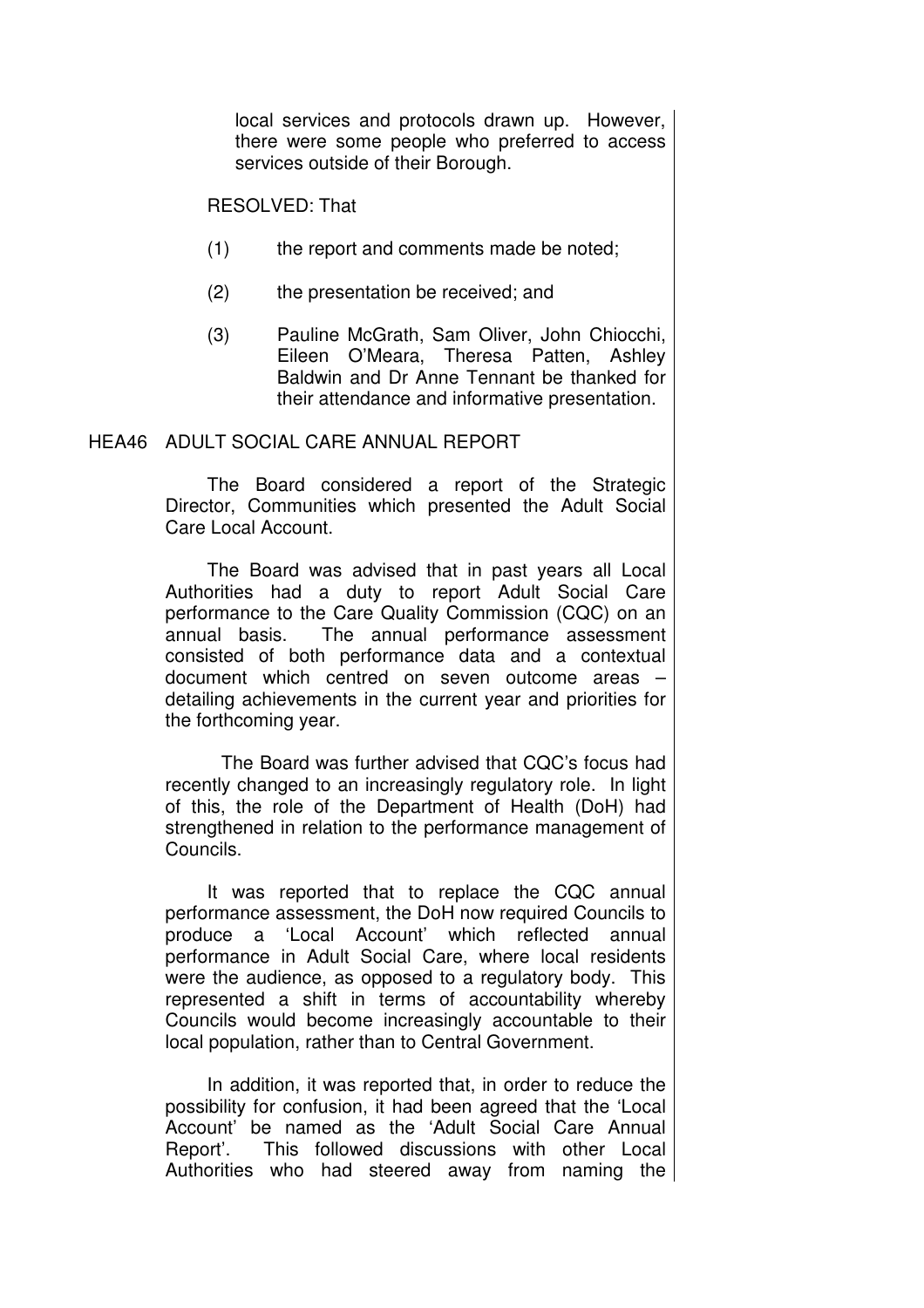local services and protocols drawn up. However, there were some people who preferred to access services outside of their Borough.

RESOLVED: That

(1) the report and comments made be noted;

(2) the presentation be received; and

(3) Pauline McGrath, Sam Oliver, John Chiocchi, Eileen O'Meara, Theresa Patten, Ashley Baldwin and Dr Anne Tennant be thanked for their attendance and informative presentation.

## HEA46 ADULT SOCIAL CARE ANNUAL REPORT

The Board considered a report of the Strategic Director, Communities which presented the Adult Social Care Local Account.

The Board was advised that in past years all Local Authorities had a duty to report Adult Social Care performance to the Care Quality Commission (CQC) on an annual basis. The annual performance assessment consisted of both performance data and a contextual document which centred on seven outcome areas – detailing achievements in the current year and priorities for the forthcoming year.

The Board was further advised that CQC's focus had recently changed to an increasingly regulatory role. In light of this, the role of the Department of Health (DoH) had strengthened in relation to the performance management of Councils.

It was reported that to replace the CQC annual performance assessment, the DoH now required Councils to produce a 'Local Account' which reflected annual performance in Adult Social Care, where local residents were the audience, as opposed to a regulatory body. This represented a shift in terms of accountability whereby Councils would become increasingly accountable to their local population, rather than to Central Government.

In addition, it was reported that, in order to reduce the possibility for confusion, it had been agreed that the 'Local Account' be named as the 'Adult Social Care Annual Report'. This followed discussions with other Local Authorities who had steered away from naming the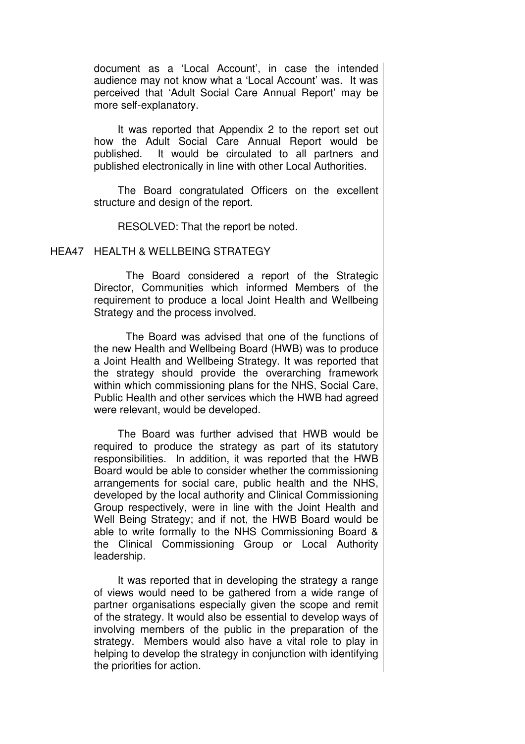document as a 'Local Account', in case the intended audience may not know what a 'Local Account' was. It was perceived that 'Adult Social Care Annual Report' may be more self-explanatory.

It was reported that Appendix 2 to the report set out how the Adult Social Care Annual Report would be published. It would be circulated to all partners and published electronically in line with other Local Authorities.

The Board congratulated Officers on the excellent structure and design of the report.

RESOLVED: That the report be noted.

HEA47 HEALTH & WELLBEING STRATEGY

The Board considered a report of the Strategic Director, Communities which informed Members of the requirement to produce a local Joint Health and Wellbeing Strategy and the process involved.

The Board was advised that one of the functions of the new Health and Wellbeing Board (HWB) was to produce a Joint Health and Wellbeing Strategy. It was reported that the strategy should provide the overarching framework within which commissioning plans for the NHS, Social Care, Public Health and other services which the HWB had agreed were relevant, would be developed.

The Board was further advised that HWB would be required to produce the strategy as part of its statutory responsibilities. In addition, it was reported that the HWB Board would be able to consider whether the commissioning arrangements for social care, public health and the NHS, developed by the local authority and Clinical Commissioning Group respectively, were in line with the Joint Health and Well Being Strategy; and if not, the HWB Board would be able to write formally to the NHS Commissioning Board & the Clinical Commissioning Group or Local Authority leadership.

It was reported that in developing the strategy a range of views would need to be gathered from a wide range of partner organisations especially given the scope and remit of the strategy. It would also be essential to develop ways of involving members of the public in the preparation of the strategy. Members would also have a vital role to play in helping to develop the strategy in conjunction with identifying the priorities for action.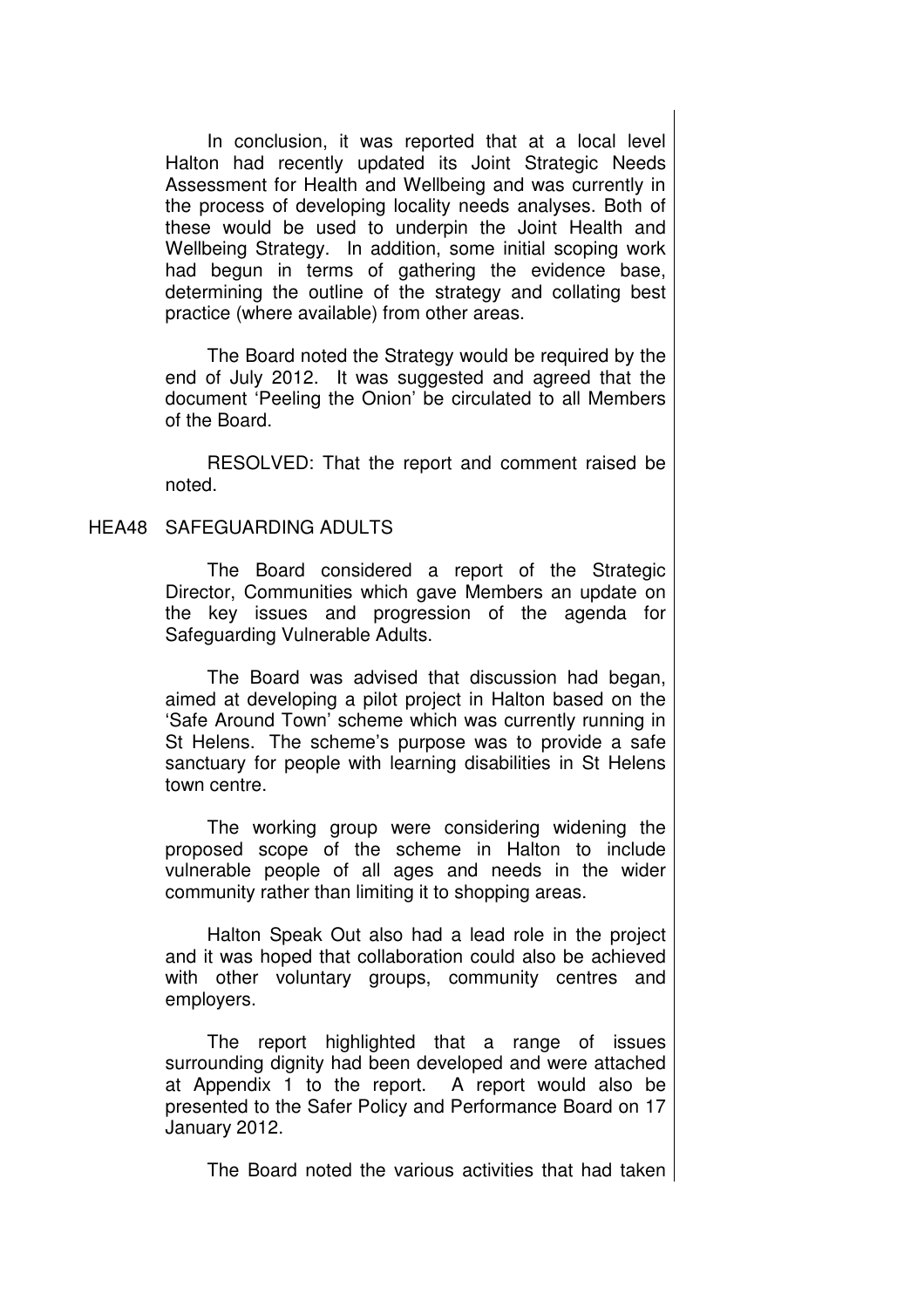In conclusion, it was reported that at a local level Halton had recently updated its Joint Strategic Needs Assessment for Health and Wellbeing and was currently in the process of developing locality needs analyses. Both of these would be used to underpin the Joint Health and Wellbeing Strategy. In addition, some initial scoping work had begun in terms of gathering the evidence base, determining the outline of the strategy and collating best practice (where available) from other areas.

The Board noted the Strategy would be required by the end of July 2012. It was suggested and agreed that the document 'Peeling the Onion' be circulated to all Members of the Board.

RESOLVED: That the report and comment raised be noted.

HEA48 SAFEGUARDING ADULTS

The Board considered a report of the Strategic Director, Communities which gave Members an update on the key issues and progression of the agenda for Safeguarding Vulnerable Adults.

The Board was advised that discussion had began, aimed at developing a pilot project in Halton based on the 'Safe Around Town' scheme which was currently running in St Helens. The scheme's purpose was to provide a safe sanctuary for people with learning disabilities in St Helens town centre.

The working group were considering widening the proposed scope of the scheme in Halton to include vulnerable people of all ages and needs in the wider community rather than limiting it to shopping areas.

Halton Speak Out also had a lead role in the project and it was hoped that collaboration could also be achieved with other voluntary groups, community centres and employers.

The report highlighted that a range of issues surrounding dignity had been developed and were attached at Appendix 1 to the report. A report would also be presented to the Safer Policy and Performance Board on 17 January 2012.

The Board noted the various activities that had taken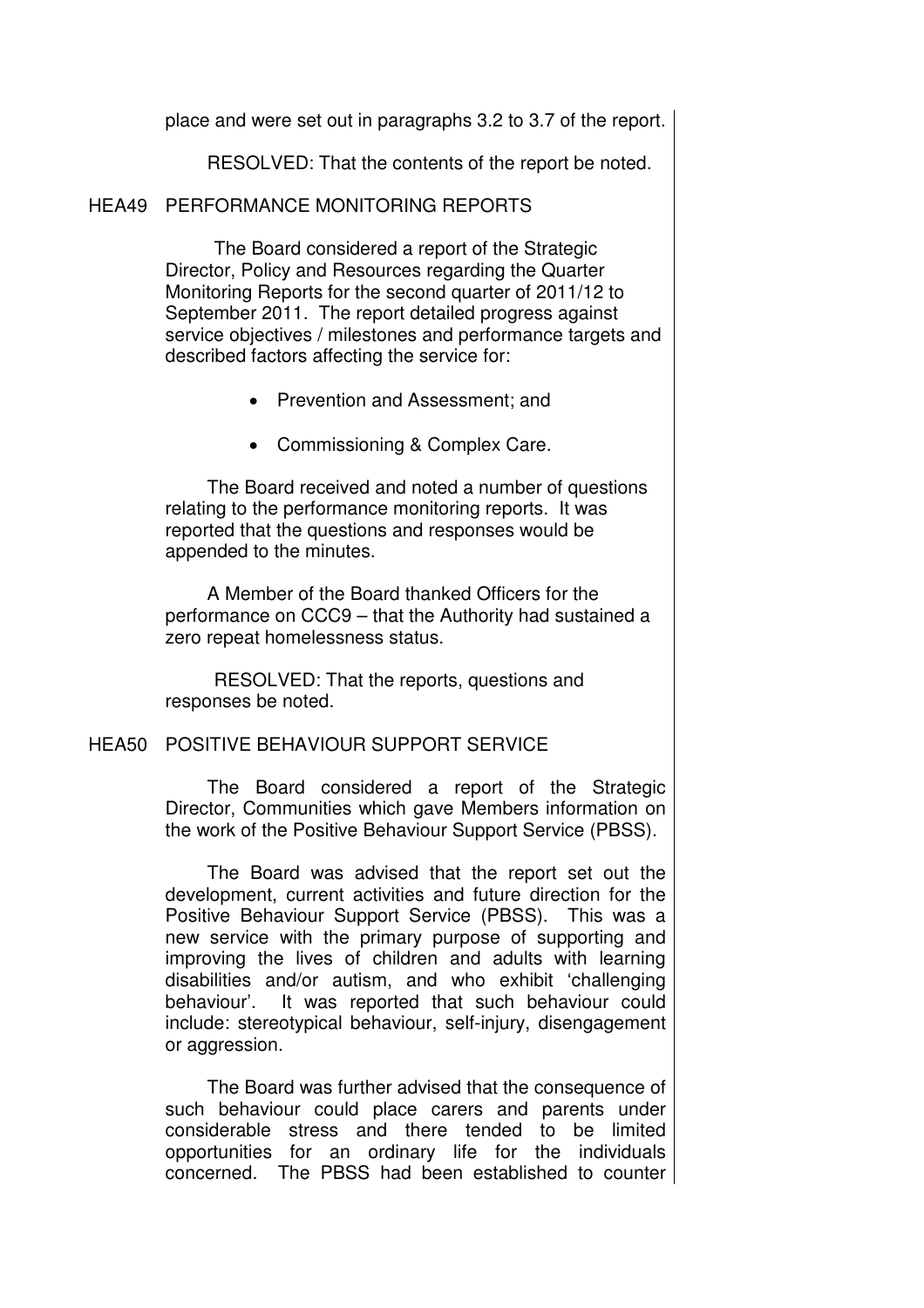place and were set out in paragraphs 3.2 to 3.7 of the report.

RESOLVED: That the contents of the report be noted.

## HEA49 PERFORMANCE MONITORING REPORTS

The Board considered a report of the Strategic Director, Policy and Resources regarding the Quarter Monitoring Reports for the second quarter of 2011/12 to September 2011. The report detailed progress against service objectives / milestones and performance targets and described factors affecting the service for:

- Prevention and Assessment; and
- Commissioning & Complex Care.

The Board received and noted a number of questions relating to the performance monitoring reports. It was reported that the questions and responses would be appended to the minutes.

A Member of the Board thanked Officers for the performance on CCC9 – that the Authority had sustained a zero repeat homelessness status.

RESOLVED: That the reports, questions and responses be noted.

## HEA50 POSITIVE BEHAVIOUR SUPPORT SERVICE

The Board considered a report of the Strategic Director, Communities which gave Members information on the work of the Positive Behaviour Support Service (PBSS).

The Board was advised that the report set out the development, current activities and future direction for the Positive Behaviour Support Service (PBSS). This was a new service with the primary purpose of supporting and improving the lives of children and adults with learning disabilities and/or autism, and who exhibit 'challenging behaviour'. It was reported that such behaviour could include: stereotypical behaviour, self-injury, disengagement or aggression.

The Board was further advised that the consequence of such behaviour could place carers and parents under considerable stress and there tended to be limited opportunities for an ordinary life for the individuals concerned. The PBSS had been established to counter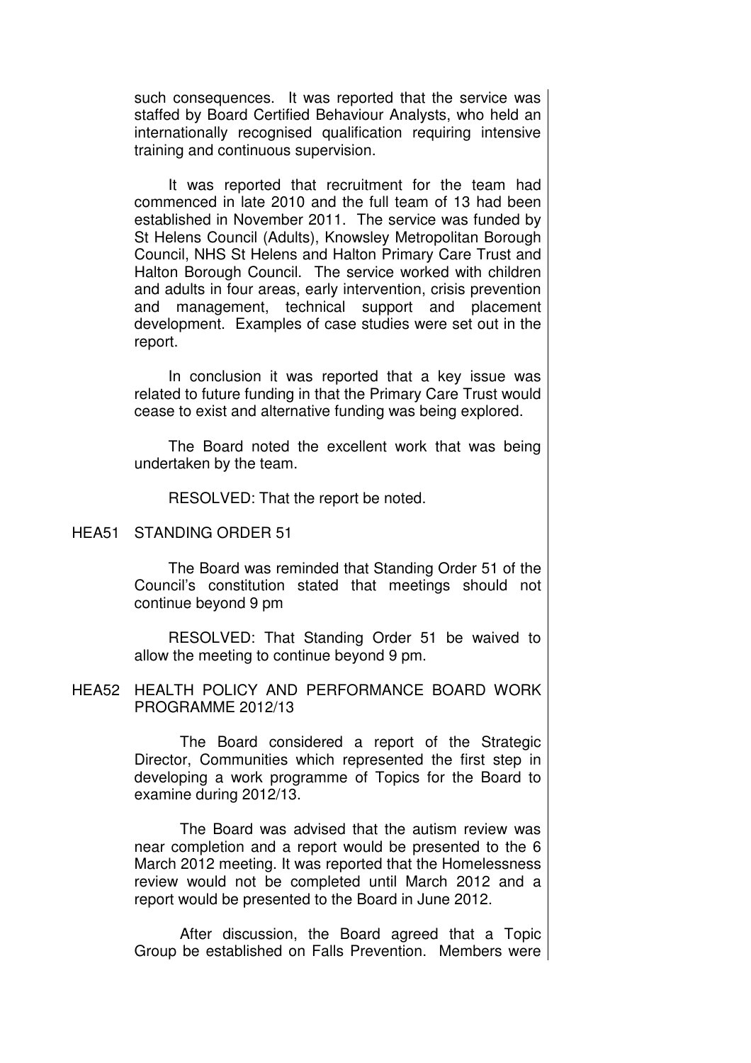such consequences. It was reported that the service was staffed by Board Certified Behaviour Analysts, who held an internationally recognised qualification requiring intensive training and continuous supervision.

It was reported that recruitment for the team had commenced in late 2010 and the full team of 13 had been established in November 2011. The service was funded by St Helens Council (Adults), Knowsley Metropolitan Borough Council, NHS St Helens and Halton Primary Care Trust and Halton Borough Council. The service worked with children and adults in four areas, early intervention, crisis prevention and management, technical support and placement development. Examples of case studies were set out in the report.

In conclusion it was reported that a key issue was related to future funding in that the Primary Care Trust would cease to exist and alternative funding was being explored.

The Board noted the excellent work that was being undertaken by the team.

RESOLVED: That the report be noted.

HEA51 STANDING ORDER 51

The Board was reminded that Standing Order 51 of the Council's constitution stated that meetings should not continue beyond 9 pm

RESOLVED: That Standing Order 51 be waived to allow the meeting to continue beyond 9 pm.

HEA52 HEALTH POLICY AND PERFORMANCE BOARD WORK PROGRAMME 2012/13

The Board considered a report of the Strategic Director, Communities which represented the first step in developing a work programme of Topics for the Board to examine during 2012/13.

The Board was advised that the autism review was near completion and a report would be presented to the 6 March 2012 meeting. It was reported that the Homelessness review would not be completed until March 2012 and a report would be presented to the Board in June 2012.

After discussion, the Board agreed that a Topic Group be established on Falls Prevention. Members were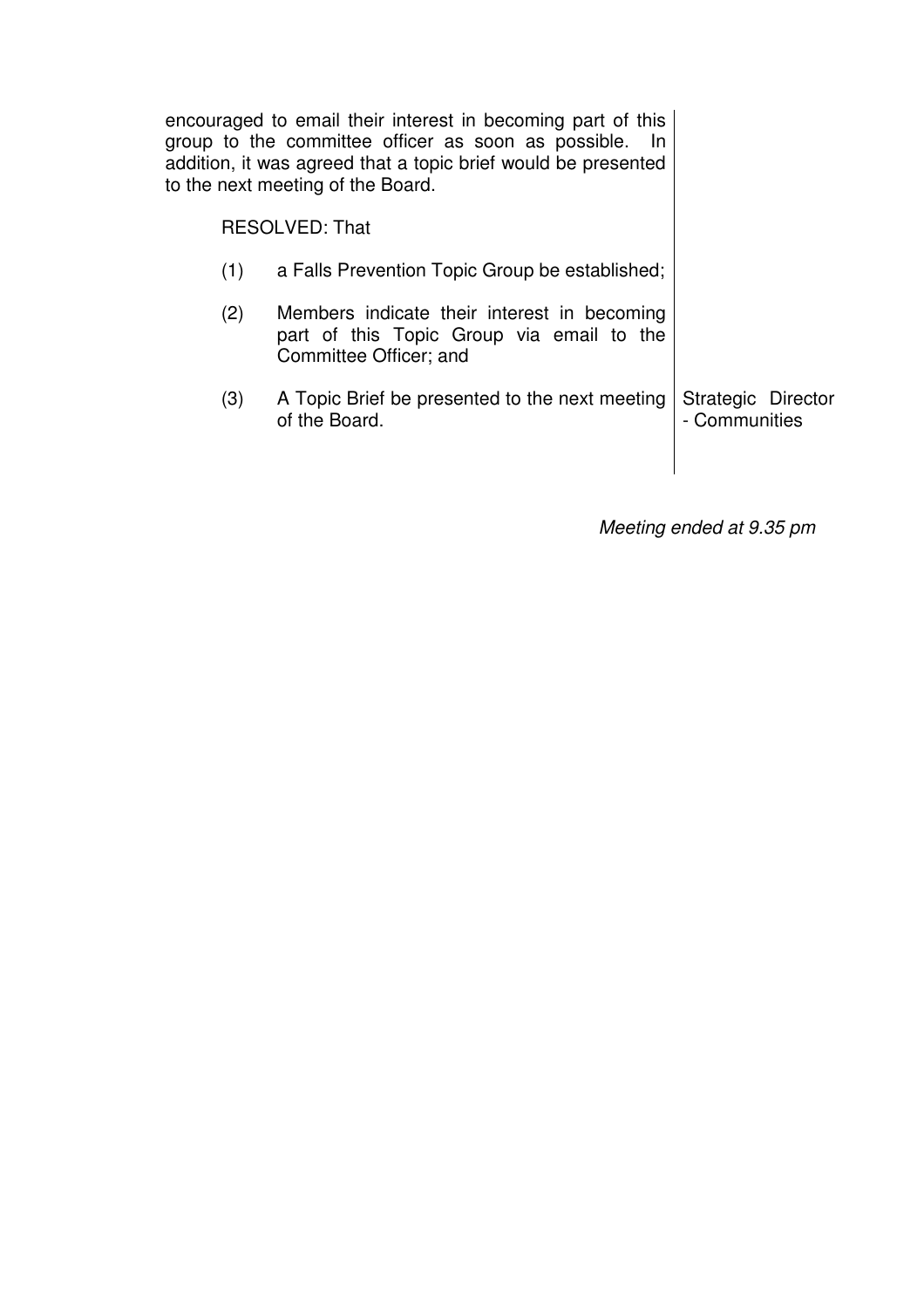encouraged to email their interest in becoming part of this group to the committee officer as soon as possible. In addition, it was agreed that a topic brief would be presented to the next meeting of the Board.

RESOLVED: That

(1) a Falls Prevention Topic Group be established;

(2) Members indicate their interest in becoming part of this Topic Group via email to the Committee Officer; and

(3) A Topic Brief be presented to the next meeting of the Board. — Strategic Director - Communities

*Meeting ended at 9.35 pm*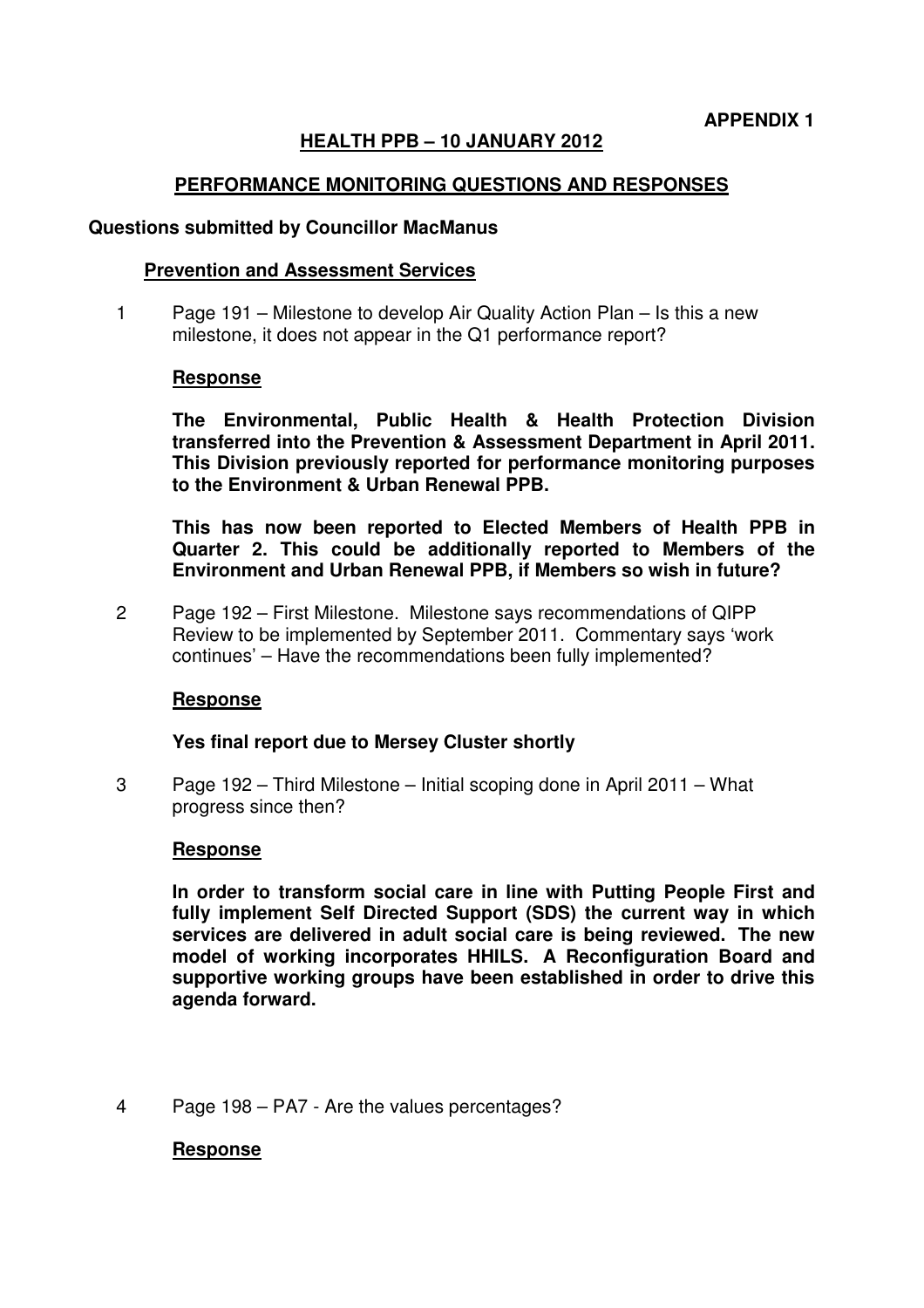**APPENDIX 1**

## HEALTH PPB – 10 JANUARY 2012

## PERFORMANCE MONITORING QUESTIONS AND RESPONSES

### Questions submitted by Councillor MacManus

#### Prevention and Assessment Services

1 Page 191 – Milestone to develop Air Quality Action Plan – Is this a new milestone, it does not appear in the Q1 performance report?

**Response**

**The Environmental, Public Health & Health Protection Division transferred into the Prevention & Assessment Department in April 2011. This Division previously reported for performance monitoring purposes to the Environment & Urban Renewal PPB.**

**This has now been reported to Elected Members of Health PPB in Quarter 2. This could be additionally reported to Members of the Environment and Urban Renewal PPB, if Members so wish in future?**

2 Page 192 – First Milestone. Milestone says recommendations of QIPP Review to be implemented by September 2011. Commentary says 'work continues' – Have the recommendations been fully implemented?

**Response**

**Yes final report due to Mersey Cluster shortly**

3 Page 192 – Third Milestone – Initial scoping done in April 2011 – What progress since then?

**Response**

**In order to transform social care in line with Putting People First and fully implement Self Directed Support (SDS) the current way in which services are delivered in adult social care is being reviewed. The new model of working incorporates HHILS. A Reconfiguration Board and supportive working groups have been established in order to drive this agenda forward.**

4 Page 198 – PA7 - Are the values percentages?

**Response**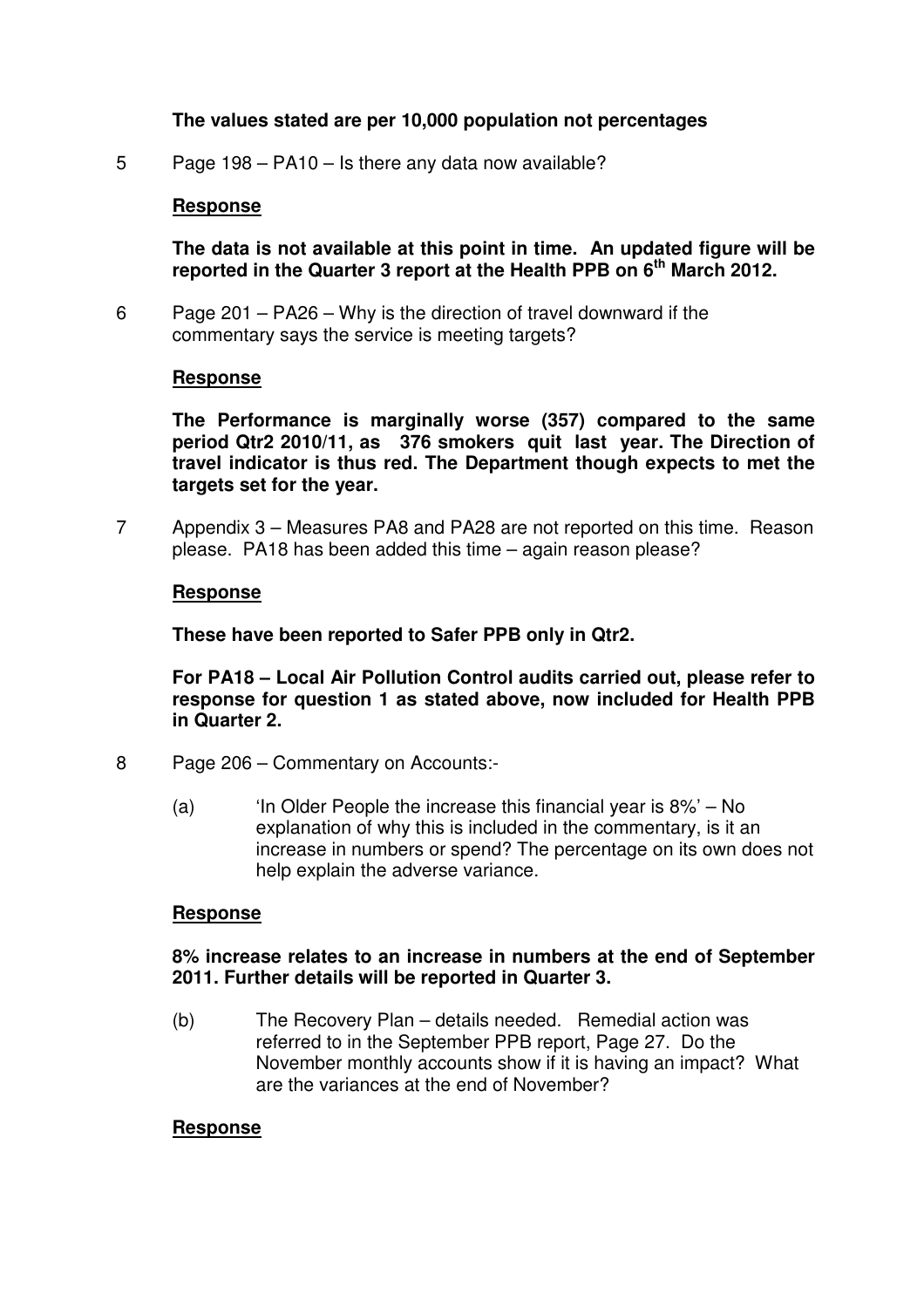**The values stated are per 10,000 population not percentages**

5 Page 198 – PA10 – Is there any data now available?

**Response**

**The data is not available at this point in time. An updated figure will be reported in the Quarter 3 report at the Health PPB on 6th March 2012.**

6 Page 201 – PA26 – Why is the direction of travel downward if the commentary says the service is meeting targets?

**Response**

**The Performance is marginally worse (357) compared to the same period Qtr2 2010/11, as 376 smokers quit last year. The Direction of travel indicator is thus red. The Department though expects to met the targets set for the year.**

7 Appendix 3 – Measures PA8 and PA28 are not reported on this time. Reason please. PA18 has been added this time – again reason please?

**Response**

**These have been reported to Safer PPB only in Qtr2.**

**For PA18 – Local Air Pollution Control audits carried out, please refer to response for question 1 as stated above, now included for Health PPB in Quarter 2.**

8 Page 206 – Commentary on Accounts:-

(a) 'In Older People the increase this financial year is 8%' – No explanation of why this is included in the commentary, is it an increase in numbers or spend? The percentage on its own does not help explain the adverse variance.

**Response**

**8% increase relates to an increase in numbers at the end of September 2011. Further details will be reported in Quarter 3.**

(b) The Recovery Plan – details needed. Remedial action was referred to in the September PPB report, Page 27. Do the November monthly accounts show if it is having an impact? What are the variances at the end of November?

**Response**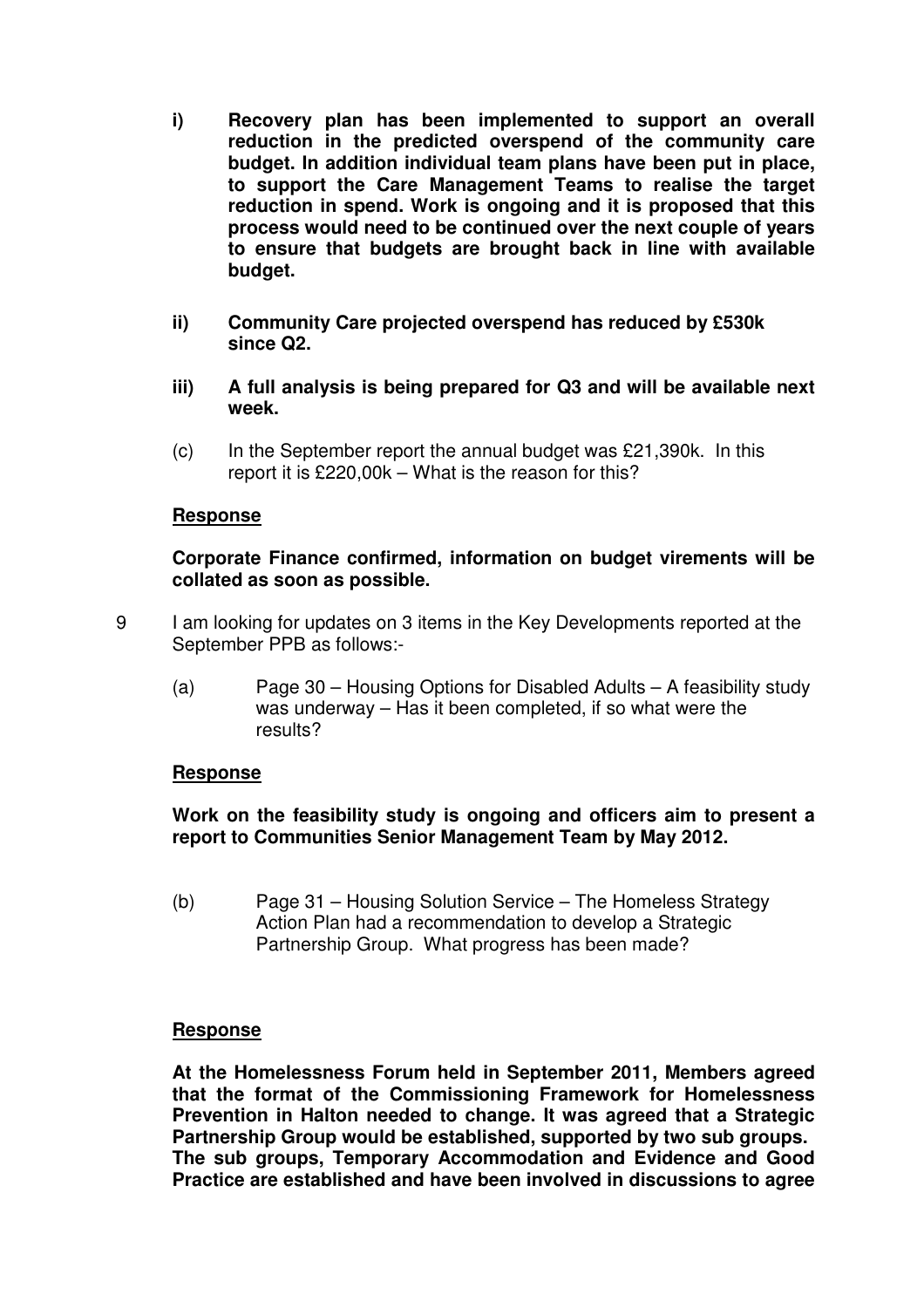**i) Recovery plan has been implemented to support an overall reduction in the predicted overspend of the community care budget. In addition individual team plans have been put in place, to support the Care Management Teams to realise the target reduction in spend. Work is ongoing and it is proposed that this process would need to be continued over the next couple of years to ensure that budgets are brought back in line with available budget.**

**ii) Community Care projected overspend has reduced by £530k since Q2.**

**iii) A full analysis is being prepared for Q3 and will be available next week.**

(c) In the September report the annual budget was £21,390k. In this report it is £220,00k – What is the reason for this?

**Response**

**Corporate Finance confirmed, information on budget virements will be collated as soon as possible.**

9 I am looking for updates on 3 items in the Key Developments reported at the September PPB as follows:-

(a) Page 30 – Housing Options for Disabled Adults – A feasibility study was underway – Has it been completed, if so what were the results?

**Response**

**Work on the feasibility study is ongoing and officers aim to present a report to Communities Senior Management Team by May 2012.**

(b) Page 31 – Housing Solution Service – The Homeless Strategy Action Plan had a recommendation to develop a Strategic Partnership Group. What progress has been made?

**Response**

**At the Homelessness Forum held in September 2011, Members agreed that the format of the Commissioning Framework for Homelessness Prevention in Halton needed to change. It was agreed that a Strategic Partnership Group would be established, supported by two sub groups. The sub groups, Temporary Accommodation and Evidence and Good Practice are established and have been involved in discussions to agree**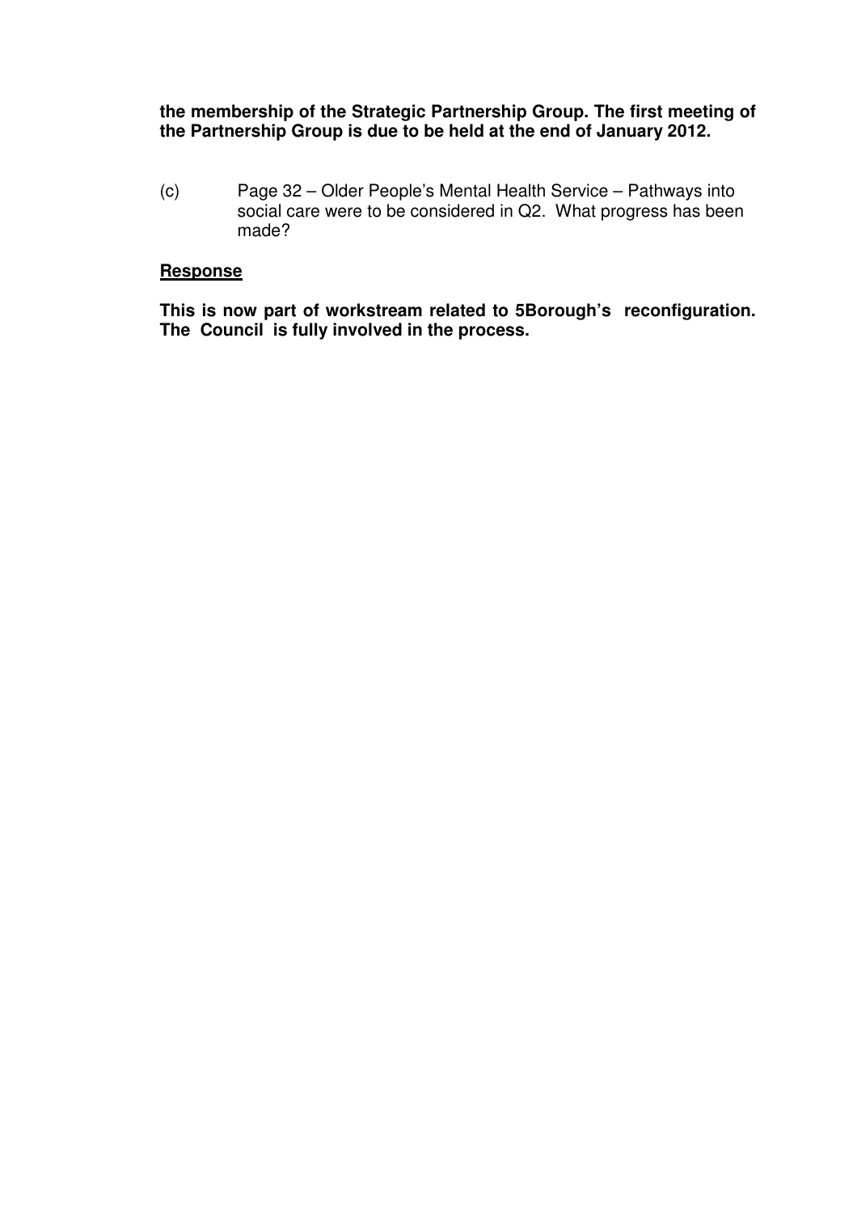**the membership of the Strategic Partnership Group. The first meeting of the Partnership Group is due to be held at the end of January 2012.**

(c) Page 32 – Older People's Mental Health Service – Pathways into social care were to be considered in Q2. What progress has been made?

**Response**

**This is now part of workstream related to 5Borough's reconfiguration. The Council is fully involved in the process.**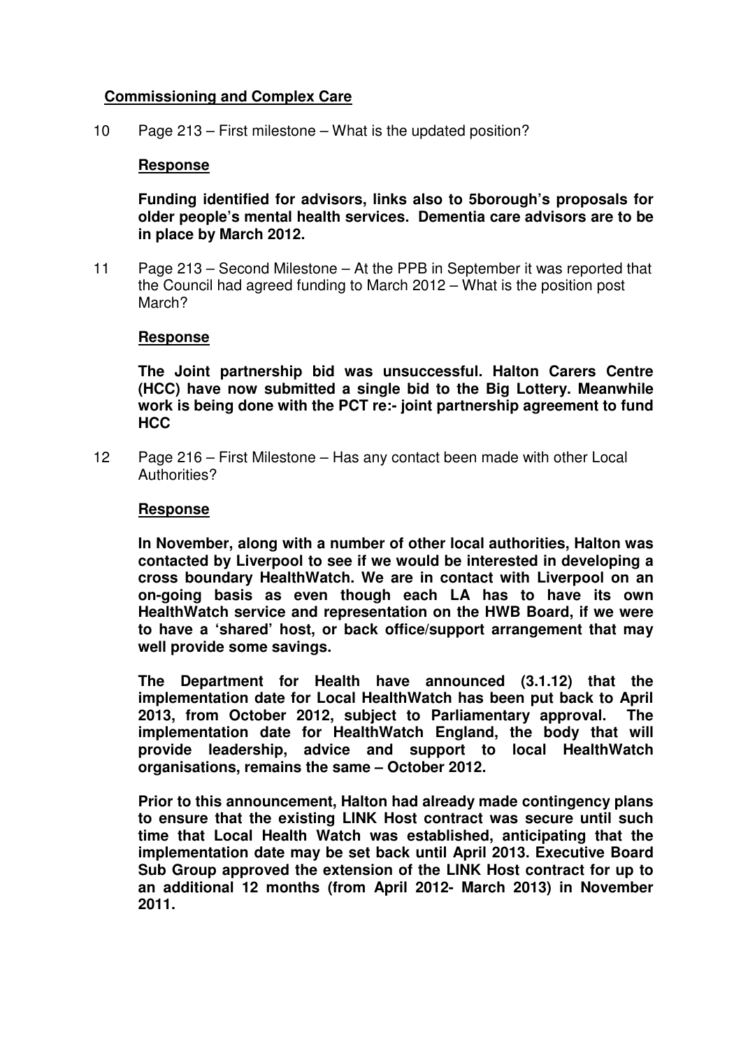**<u>Commissioning and Complex Care</u>**

10 Page 213 – First milestone – What is the updated position?

**<u>Response</u>**

**Funding identified for advisors, links also to 5borough's proposals for older people's mental health services. Dementia care advisors are to be in place by March 2012.**

11 Page 213 – Second Milestone – At the PPB in September it was reported that the Council had agreed funding to March 2012 – What is the position post March?

**<u>Response</u>**

**The Joint partnership bid was unsuccessful. Halton Carers Centre (HCC) have now submitted a single bid to the Big Lottery. Meanwhile work is being done with the PCT re:- joint partnership agreement to fund HCC**

12 Page 216 – First Milestone – Has any contact been made with other Local Authorities?

**<u>Response</u>**

**In November, along with a number of other local authorities, Halton was contacted by Liverpool to see if we would be interested in developing a cross boundary HealthWatch. We are in contact with Liverpool on an on-going basis as even though each LA has to have its own HealthWatch service and representation on the HWB Board, if we were to have a 'shared' host, or back office/support arrangement that may well provide some savings.**

**The Department for Health have announced (3.1.12) that the implementation date for Local HealthWatch has been put back to April 2013, from October 2012, subject to Parliamentary approval. The implementation date for HealthWatch England, the body that will provide leadership, advice and support to local HealthWatch organisations, remains the same – October 2012.**

**Prior to this announcement, Halton had already made contingency plans to ensure that the existing LINK Host contract was secure until such time that Local Health Watch was established, anticipating that the implementation date may be set back until April 2013. Executive Board Sub Group approved the extension of the LINK Host contract for up to an additional 12 months (from April 2012- March 2013) in November 2011.**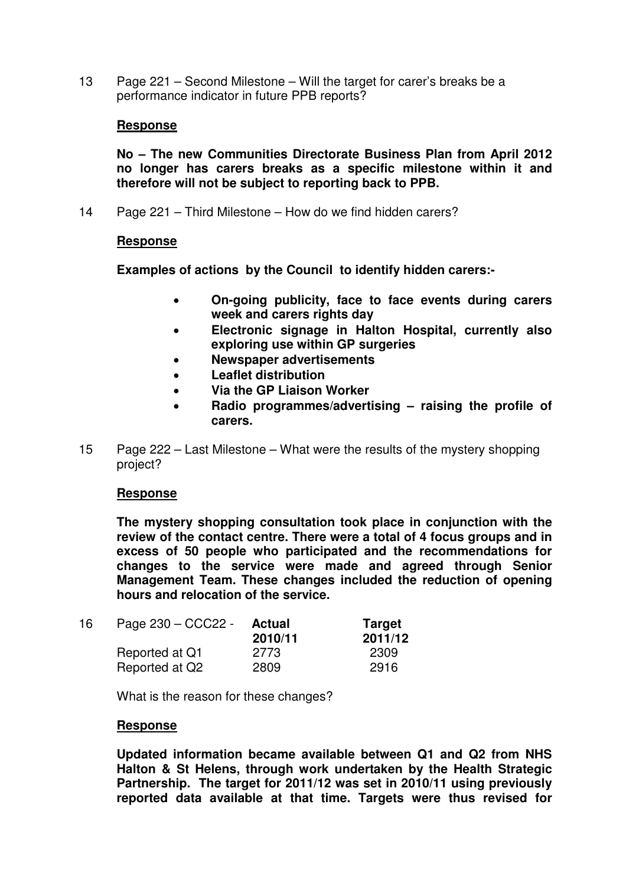13 Page 221 – Second Milestone – Will the target for carer's breaks be a performance indicator in future PPB reports?

**Response**

**No – The new Communities Directorate Business Plan from April 2012 no longer has carers breaks as a specific milestone within it and therefore will not be subject to reporting back to PPB.**

14 Page 221 – Third Milestone – How do we find hidden carers?

**Response**

**Examples of actions by the Council to identify hidden carers:-**

- **On-going publicity, face to face events during carers week and carers rights day**
- **Electronic signage in Halton Hospital, currently also exploring use within GP surgeries**
- **Newspaper advertisements**
- **Leaflet distribution**
- **Via the GP Liaison Worker**
- **Radio programmes/advertising – raising the profile of carers.**

15 Page 222 – Last Milestone – What were the results of the mystery shopping project?

**Response**

**The mystery shopping consultation took place in conjunction with the review of the contact centre. There were a total of 4 focus groups and in excess of 50 people who participated and the recommendations for changes to the service were made and agreed through Senior Management Team. These changes included the reduction of opening hours and relocation of the service.**

16 Page 230 – CCC22 -

| | **Actual 2010/11** | **Target 2011/12** |
|---|---|---|
| Reported at Q1 | 2773 | 2309 |
| Reported at Q2 | 2809 | 2916 |

What is the reason for these changes?

**Response**

**Updated information became available between Q1 and Q2 from NHS Halton & St Helens, through work undertaken by the Health Strategic Partnership. The target for 2011/12 was set in 2010/11 using previously reported data available at that time. Targets were thus revised for**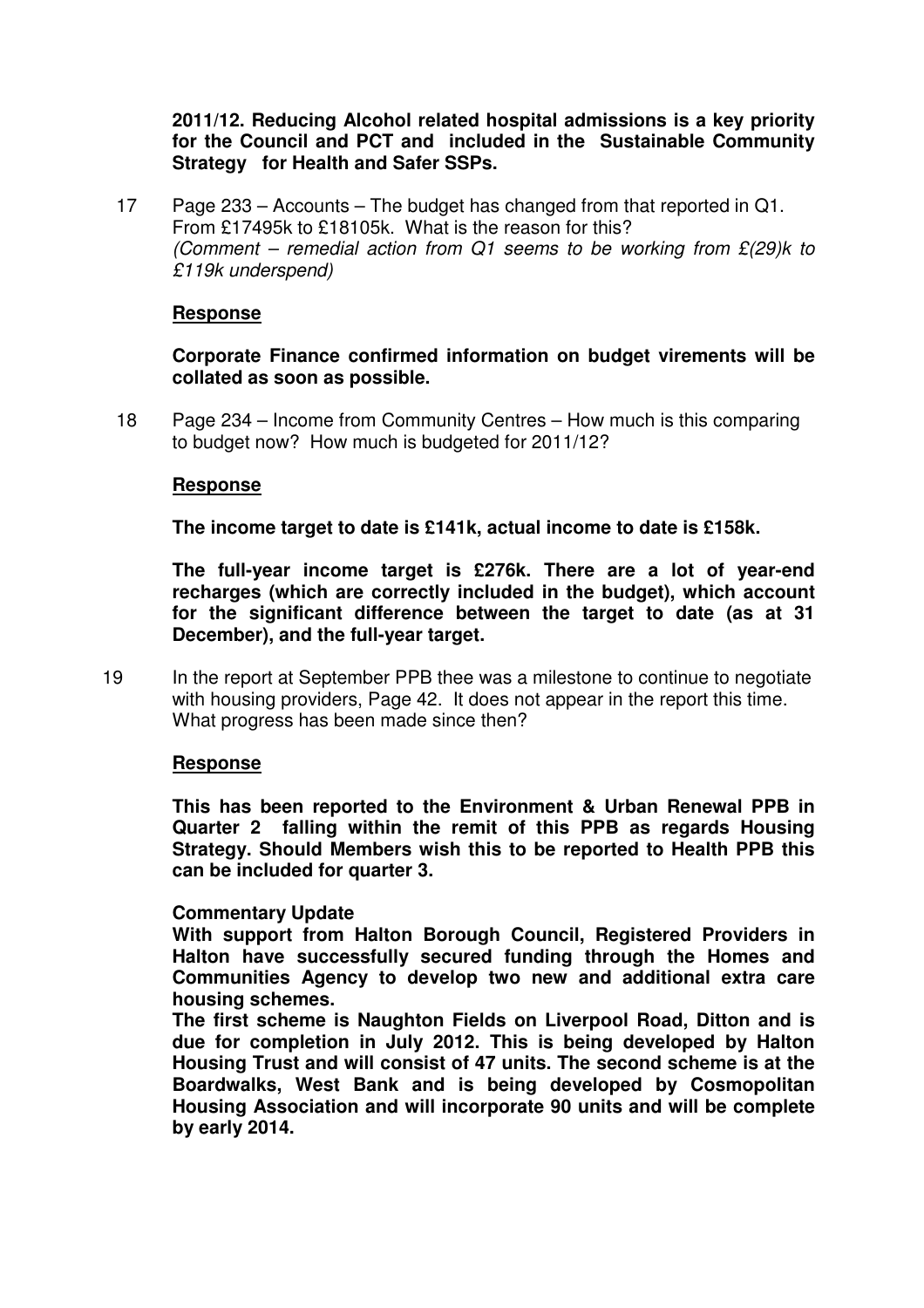**2011/12. Reducing Alcohol related hospital admissions is a key priority for the Council and PCT and included in the Sustainable Community Strategy for Health and Safer SSPs.**

17 Page 233 – Accounts – The budget has changed from that reported in Q1. From £17495k to £18105k. What is the reason for this?
*(Comment – remedial action from Q1 seems to be working from £(29)k to £119k underspend)*

**Response**

**Corporate Finance confirmed information on budget virements will be collated as soon as possible.**

18 Page 234 – Income from Community Centres – How much is this comparing to budget now? How much is budgeted for 2011/12?

**Response**

**The income target to date is £141k, actual income to date is £158k.**

**The full-year income target is £276k. There are a lot of year-end recharges (which are correctly included in the budget), which account for the significant difference between the target to date (as at 31 December), and the full-year target.**

19 In the report at September PPB thee was a milestone to continue to negotiate with housing providers, Page 42. It does not appear in the report this time. What progress has been made since then?

**Response**

**This has been reported to the Environment & Urban Renewal PPB in Quarter 2 falling within the remit of this PPB as regards Housing Strategy. Should Members wish this to be reported to Health PPB this can be included for quarter 3.**

**Commentary Update**

**With support from Halton Borough Council, Registered Providers in Halton have successfully secured funding through the Homes and Communities Agency to develop two new and additional extra care housing schemes.**

**The first scheme is Naughton Fields on Liverpool Road, Ditton and is due for completion in July 2012. This is being developed by Halton Housing Trust and will consist of 47 units. The second scheme is at the Boardwalks, West Bank and is being developed by Cosmopolitan Housing Association and will incorporate 90 units and will be complete by early 2014.**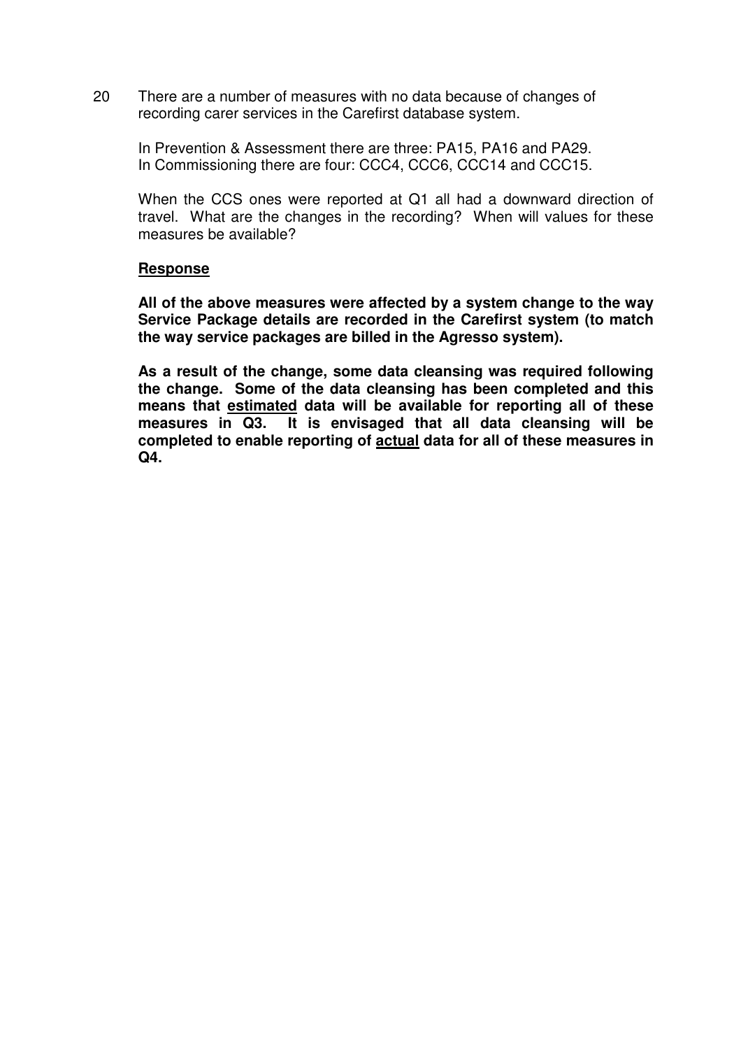20 There are a number of measures with no data because of changes of recording carer services in the Carefirst database system.

In Prevention & Assessment there are three: PA15, PA16 and PA29.
In Commissioning there are four: CCC4, CCC6, CCC14 and CCC15.

When the CCS ones were reported at Q1 all had a downward direction of travel. What are the changes in the recording? When will values for these measures be available?

**Response**

**All of the above measures were affected by a system change to the way Service Package details are recorded in the Carefirst system (to match the way service packages are billed in the Agresso system).**

**As a result of the change, some data cleansing was required following the change. Some of the data cleansing has been completed and this means that <u>estimated</u> data will be available for reporting all of these measures in Q3. It is envisaged that all data cleansing will be completed to enable reporting of <u>actual</u> data for all of these measures in Q4.**